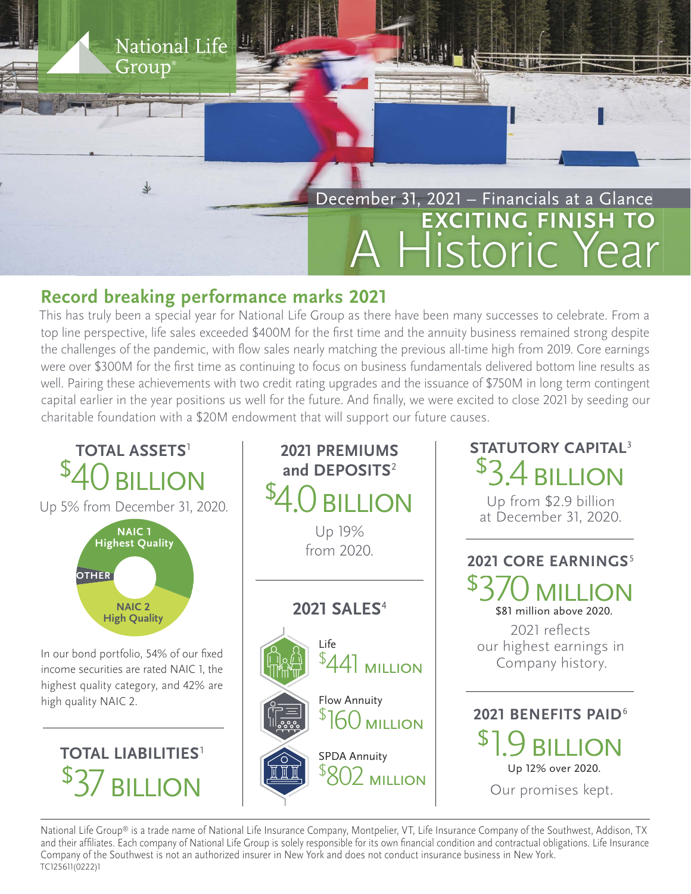National Life Group®

December 31, 2021 – Financials at a Glance

# EXCITING FINISH TO A Historic Year

## Record breaking performance marks 2021

This has truly been a special year for National Life Group as there have been many successes to celebrate. From a top line perspective, life sales exceeded $400M for the first time and the annuity business remained strong despite the challenges of the pandemic, with flow sales nearly matching the previous all-time high from 2019. Core earnings were over $300M for the first time as continuing to focus on business fundamentals delivered bottom line results as well. Pairing these achievements with two credit rating upgrades and the issuance of $750M in long term contingent capital earlier in the year positions us well for the future. And finally, we were excited to close 2021 by seeding our charitable foundation with a $20M endowment that will support our future causes.

### TOTAL ASSETS[1]

**$40 BILLION**

Up 5% from December 31, 2020.

NAIC 1 Highest Quality

OTHER

NAIC 2 High Quality

In our bond portfolio, 54% of our fixed income securities are rated NAIC 1, the highest quality category, and 42% are high quality NAIC 2.

### TOTAL LIABILITIES[1]

**$37 BILLION**

### 2021 PREMIUMS and DEPOSITS[2]

**$4.0 BILLION**

Up 19% from 2020.

### 2021 SALES[4]

Life
**$441 MILLION**

Flow Annuity
**$160 MILLION**

SPDA Annuity
**$802 MILLION**

### STATUTORY CAPITAL[3]

**$3.4 BILLION**

Up from $2.9 billion at December 31, 2020.

### 2021 CORE EARNINGS[5]

**$370 MILLION**

$81 million above 2020.

2021 reflects our highest earnings in Company history.

### 2021 BENEFITS PAID[6]

**$1.9 BILLION**

Up 12% over 2020.

Our promises kept.

National Life Group® is a trade name of National Life Insurance Company, Montpelier, VT, Life Insurance Company of the Southwest, Addison, TX and their affiliates. Each company of National Life Group is solely responsible for its own financial condition and contractual obligations. Life Insurance Company of the Southwest is not an authorized insurer in New York and does not conduct insurance business in New York.
TC125611(0222)1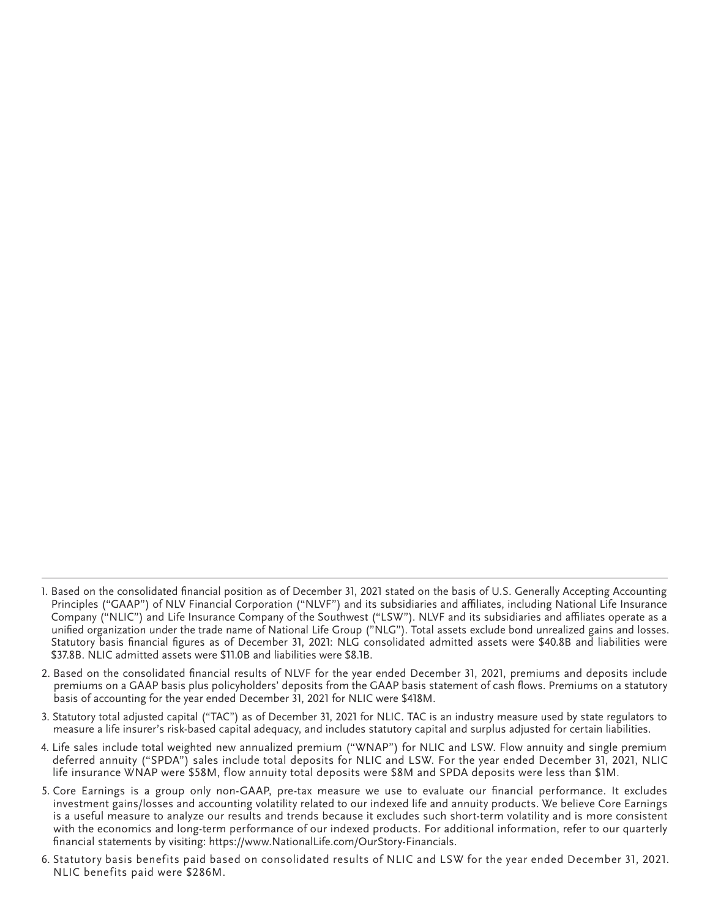1. Based on the consolidated financial position as of December 31, 2021 stated on the basis of U.S. Generally Accepting Accounting Principles ("GAAP") of NLV Financial Corporation ("NLVF") and its subsidiaries and affiliates, including National Life Insurance Company ("NLIC") and Life Insurance Company of the Southwest ("LSW"). NLVF and its subsidiaries and affiliates operate as a unified organization under the trade name of National Life Group ("NLG"). Total assets exclude bond unrealized gains and losses. Statutory basis financial figures as of December 31, 2021: NLG consolidated admitted assets were $40.8B and liabilities were $37.8B. NLIC admitted assets were $11.0B and liabilities were $8.1B.

2. Based on the consolidated financial results of NLVF for the year ended December 31, 2021, premiums and deposits include premiums on a GAAP basis plus policyholders' deposits from the GAAP basis statement of cash flows. Premiums on a statutory basis of accounting for the year ended December 31, 2021 for NLIC were $418M.

3. Statutory total adjusted capital ("TAC") as of December 31, 2021 for NLIC. TAC is an industry measure used by state regulators to measure a life insurer's risk-based capital adequacy, and includes statutory capital and surplus adjusted for certain liabilities.

4. Life sales include total weighted new annualized premium ("WNAP") for NLIC and LSW. Flow annuity and single premium deferred annuity ("SPDA") sales include total deposits for NLIC and LSW. For the year ended December 31, 2021, NLIC life insurance WNAP were $58M, flow annuity total deposits were $8M and SPDA deposits were less than $1M.

5. Core Earnings is a group only non-GAAP, pre-tax measure we use to evaluate our financial performance. It excludes investment gains/losses and accounting volatility related to our indexed life and annuity products. We believe Core Earnings is a useful measure to analyze our results and trends because it excludes such short-term volatility and is more consistent with the economics and long-term performance of our indexed products. For additional information, refer to our quarterly financial statements by visiting: https://www.NationalLife.com/OurStory-Financials.

6. Statutory basis benefits paid based on consolidated results of NLIC and LSW for the year ended December 31, 2021. NLIC benefits paid were $286M.